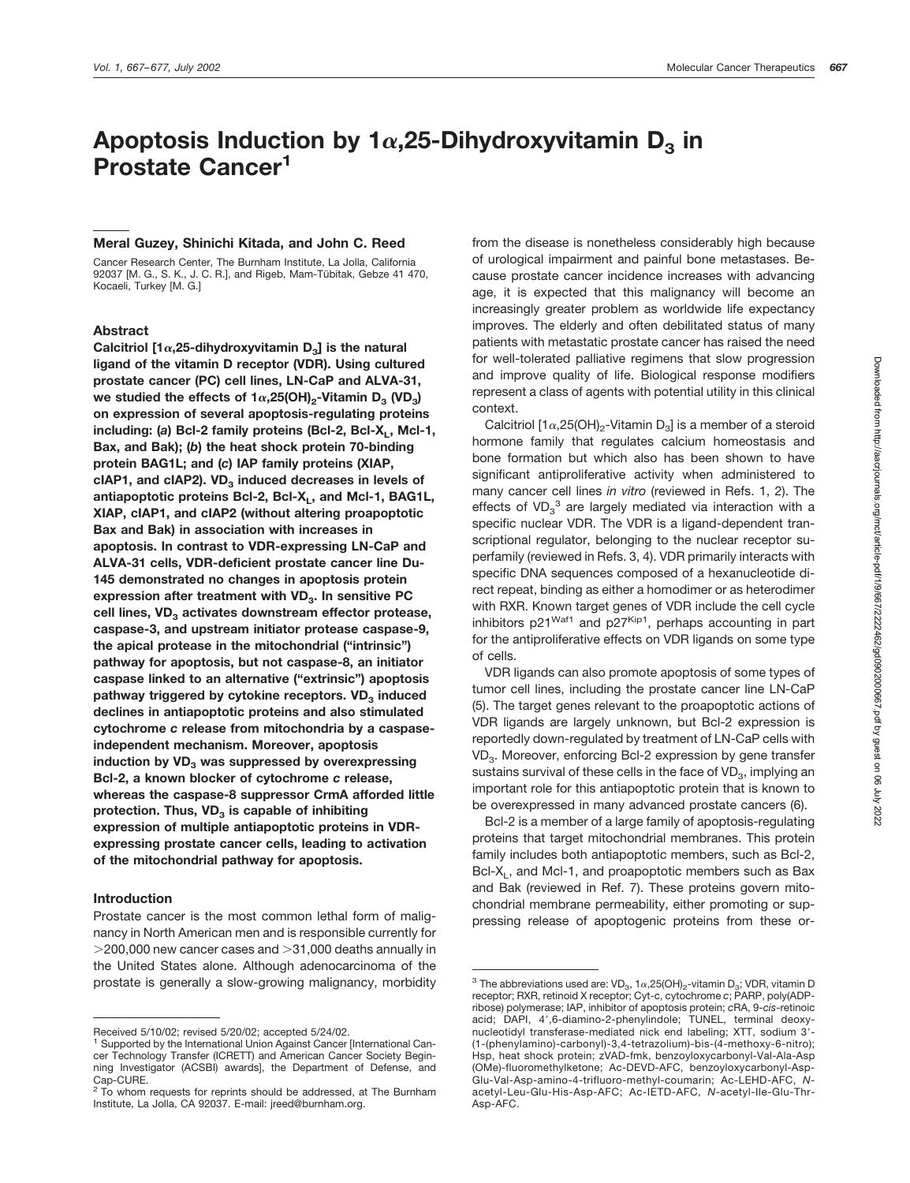# Apoptosis Induction by 1α,25-Dihydroxyvitamin $D_3$ in Prostate Cancer[1]

**Meral Guzey, Shinichi Kitada, and John C. Reed**

Cancer Research Center, The Burnham Institute, La Jolla, California 92037 [M. G., S. K., J. C. R.], and Rigeb, Mam-Tübitak, Gebze 41 470, Kocaeli, Turkey [M. G.]

## Abstract

**Calcitriol [1α,25-dihydroxyvitamin $D_3$] is the natural ligand of the vitamin D receptor (VDR). Using cultured prostate cancer (PC) cell lines, LN-CaP and ALVA-31, we studied the effects of 1α,25(OH)$_2$-Vitamin $D_3$ ($VD_3$) on expression of several apoptosis-regulating proteins including: (*a*) Bcl-2 family proteins (Bcl-2, Bcl-$X_L$, Mcl-1, Bax, and Bak); (*b*) the heat shock protein 70-binding protein BAG1L; and (*c*) IAP family proteins (XIAP, cIAP1, and cIAP2). $VD_3$ induced decreases in levels of antiapoptotic proteins Bcl-2, Bcl-$X_L$, and Mcl-1, BAG1L, XIAP, cIAP1, and cIAP2 (without altering proapoptotic Bax and Bak) in association with increases in apoptosis. In contrast to VDR-expressing LN-CaP and ALVA-31 cells, VDR-deficient prostate cancer line Du-145 demonstrated no changes in apoptosis protein expression after treatment with $VD_3$. In sensitive PC cell lines, $VD_3$ activates downstream effector protease, caspase-3, and upstream initiator protease caspase-9, the apical protease in the mitochondrial ("intrinsic") pathway for apoptosis, but not caspase-8, an initiator caspase linked to an alternative ("extrinsic") apoptosis pathway triggered by cytokine receptors. $VD_3$ induced declines in antiapoptotic proteins and also stimulated cytochrome *c* release from mitochondria by a caspase-independent mechanism. Moreover, apoptosis induction by $VD_3$ was suppressed by overexpressing Bcl-2, a known blocker of cytochrome *c* release, whereas the caspase-8 suppressor CrmA afforded little protection. Thus, $VD_3$ is capable of inhibiting expression of multiple antiapoptotic proteins in VDR-expressing prostate cancer cells, leading to activation of the mitochondrial pathway for apoptosis.**

## Introduction

Prostate cancer is the most common lethal form of malignancy in North American men and is responsible currently for >200,000 new cancer cases and >31,000 deaths annually in the United States alone. Although adenocarcinoma of the prostate is generally a slow-growing malignancy, morbidity from the disease is nonetheless considerably high because of urological impairment and painful bone metastases. Because prostate cancer incidence increases with advancing age, it is expected that this malignancy will become an increasingly greater problem as worldwide life expectancy improves. The elderly and often debilitated status of many patients with metastatic prostate cancer has raised the need for well-tolerated palliative regimens that slow progression and improve quality of life. Biological response modifiers represent a class of agents with potential utility in this clinical context.

Calcitriol [1α,25(OH)$_2$-Vitamin $D_3$] is a member of a steroid hormone family that regulates calcium homeostasis and bone formation but which also has been shown to have significant antiproliferative activity when administered to many cancer cell lines *in vitro* (reviewed in Refs. 1, 2). The effects of $VD_3$[3] are largely mediated via interaction with a specific nuclear VDR. The VDR is a ligand-dependent transcriptional regulator, belonging to the nuclear receptor superfamily (reviewed in Refs. 3, 4). VDR primarily interacts with specific DNA sequences composed of a hexanucleotide direct repeat, binding as either a homodimer or as heterodimer with RXR. Known target genes of VDR include the cell cycle inhibitors $p21^{Waf1}$ and $p27^{Kip1}$, perhaps accounting in part for the antiproliferative effects on VDR ligands on some type of cells.

VDR ligands can also promote apoptosis of some types of tumor cell lines, including the prostate cancer line LN-CaP (5). The target genes relevant to the proapoptotic actions of VDR ligands are largely unknown, but Bcl-2 expression is reportedly down-regulated by treatment of LN-CaP cells with $VD_3$. Moreover, enforcing Bcl-2 expression by gene transfer sustains survival of these cells in the face of $VD_3$, implying an important role for this antiapoptotic protein that is known to be overexpressed in many advanced prostate cancers (6).

Bcl-2 is a member of a large family of apoptosis-regulating proteins that target mitochondrial membranes. This protein family includes both antiapoptotic members, such as Bcl-2, Bcl-$X_L$, and Mcl-1, and proapoptotic members such as Bax and Bak (reviewed in Ref. 7). These proteins govern mitochondrial membrane permeability, either promoting or suppressing release of apoptogenic proteins from these or-

---

Received 5/10/02; revised 5/20/02; accepted 5/24/02.

[1] Supported by the International Union Against Cancer [International Cancer Technology Transfer (ICRETT) and American Cancer Society Beginning Investigator (ACSBI) awards], the Department of Defense, and Cap-CURE.

[2] To whom requests for reprints should be addressed, at The Burnham Institute, La Jolla, CA 92037. E-mail: jreed@burnham.org.

[3] The abbreviations used are: $VD_3$, 1α,25(OH)$_2$-vitamin $D_3$; VDR, vitamin D receptor; RXR, retinoid X receptor; Cyt-c, cytochrome *c*; PARP, poly(ADP-ribose) polymerase; IAP, inhibitor of apoptosis protein; *c*RA, 9-*cis*-retinoic acid; DAPI, 4′,6-diamino-2-phenylindole; TUNEL, terminal deoxynucleotidyl transferase-mediated nick end labeling; XTT, sodium 3′-(1-(phenylamino)-carbonyl)-3,4-tetrazolium)-bis-(4-methoxy-6-nitro); Hsp, heat shock protein; zVAD-fmk, benzoyloxycarbonyl-Val-Ala-Asp (OMe)-fluoromethylketone; Ac-DEVD-AFC, benzoyloxycarbonyl-Asp-Glu-Val-Asp-amino-4-trifluoro-methyl-coumarin; Ac-LEHD-AFC, *N*-acetyl-Leu-Glu-His-Asp-AFC; Ac-IETD-AFC, *N*-acetyl-Ile-Glu-Thr-Asp-AFC.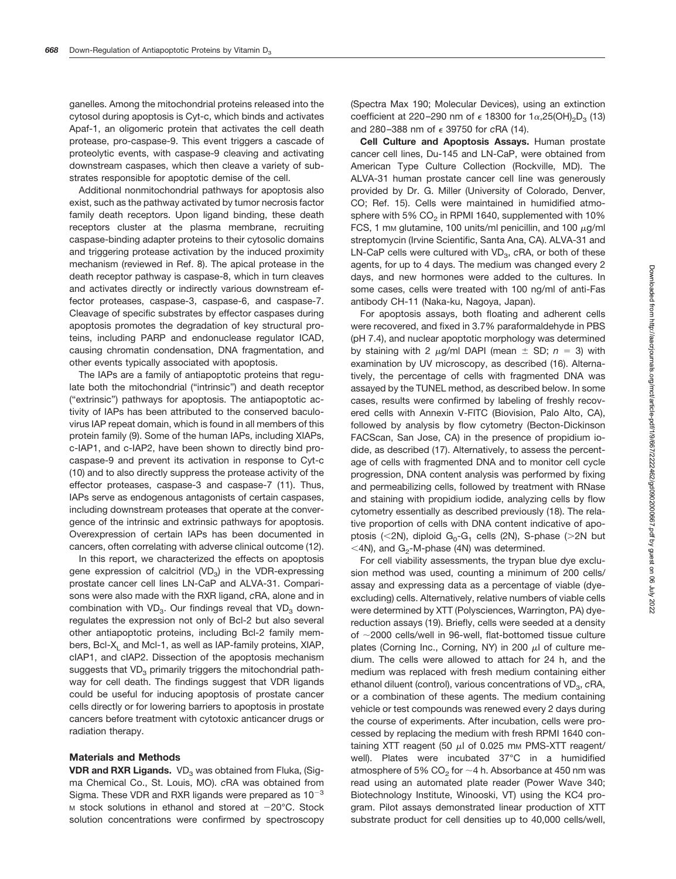ganelles. Among the mitochondrial proteins released into the cytosol during apoptosis is Cyt-c, which binds and activates Apaf-1, an oligomeric protein that activates the cell death protease, pro-caspase-9. This event triggers a cascade of proteolytic events, with caspase-9 cleaving and activating downstream caspases, which then cleave a variety of substrates responsible for apoptotic demise of the cell.

Additional nonmitochondrial pathways for apoptosis also exist, such as the pathway activated by tumor necrosis factor family death receptors. Upon ligand binding, these death receptors cluster at the plasma membrane, recruiting caspase-binding adapter proteins to their cytosolic domains and triggering protease activation by the induced proximity mechanism (reviewed in Ref. 8). The apical protease in the death receptor pathway is caspase-8, which in turn cleaves and activates directly or indirectly various downstream effector proteases, caspase-3, caspase-6, and caspase-7. Cleavage of specific substrates by effector caspases during apoptosis promotes the degradation of key structural proteins, including PARP and endonuclease regulator ICAD, causing chromatin condensation, DNA fragmentation, and other events typically associated with apoptosis.

The IAPs are a family of antiapoptotic proteins that regulate both the mitochondrial ("intrinsic") and death receptor ("extrinsic") pathways for apoptosis. The antiapoptotic activity of IAPs has been attributed to the conserved baculovirus IAP repeat domain, which is found in all members of this protein family (9). Some of the human IAPs, including XIAPs, c-IAP1, and c-IAP2, have been shown to directly bind pro-caspase-9 and prevent its activation in response to Cyt-c (10) and to also directly suppress the protease activity of the effector proteases, caspase-3 and caspase-7 (11). Thus, IAPs serve as endogenous antagonists of certain caspases, including downstream proteases that operate at the convergence of the intrinsic and extrinsic pathways for apoptosis. Overexpression of certain IAPs has been documented in cancers, often correlating with adverse clinical outcome (12).

In this report, we characterized the effects on apoptosis gene expression of calcitriol ($VD_3$) in the VDR-expressing prostate cancer cell lines LN-CaP and ALVA-31. Comparisons were also made with the RXR ligand, *c*RA, alone and in combination with $VD_3$. Our findings reveal that $VD_3$ down-regulates the expression not only of Bcl-2 but also several other antiapoptotic proteins, including Bcl-2 family members, Bcl-$X_L$ and Mcl-1, as well as IAP-family proteins, XIAP, cIAP1, and cIAP2. Dissection of the apoptosis mechanism suggests that $VD_3$ primarily triggers the mitochondrial pathway for cell death. The findings suggest that VDR ligands could be useful for inducing apoptosis of prostate cancer cells directly or for lowering barriers to apoptosis in prostate cancers before treatment with cytotoxic anticancer drugs or radiation therapy.

## Materials and Methods

**VDR and RXR Ligands.** $VD_3$ was obtained from Fluka, (Sigma Chemical Co., St. Louis, MO). *c*RA was obtained from Sigma. These VDR and RXR ligands were prepared as $10^{-3}$ M stock solutions in ethanol and stored at $-20$°C. Stock solution concentrations were confirmed by spectroscopy (Spectra Max 190; Molecular Devices), using an extinction coefficient at 220–290 nm of $\epsilon$ 18300 for $1\alpha,25(OH)_2D_3$ (13) and 280–388 nm of $\epsilon$ 39750 for *c*RA (14).

**Cell Culture and Apoptosis Assays.** Human prostate cancer cell lines, Du-145 and LN-CaP, were obtained from American Type Culture Collection (Rockville, MD). The ALVA-31 human prostate cancer cell line was generously provided by Dr. G. Miller (University of Colorado, Denver, CO; Ref. 15). Cells were maintained in humidified atmosphere with 5% $CO_2$ in RPMI 1640, supplemented with 10% FCS, 1 mM glutamine, 100 units/ml penicillin, and 100 $\mu$g/ml streptomycin (Irvine Scientific, Santa Ana, CA). ALVA-31 and LN-CaP cells were cultured with $VD_3$, *c*RA, or both of these agents, for up to 4 days. The medium was changed every 2 days, and new hormones were added to the cultures. In some cases, cells were treated with 100 ng/ml of anti-Fas antibody CH-11 (Naka-ku, Nagoya, Japan).

For apoptosis assays, both floating and adherent cells were recovered, and fixed in 3.7% paraformaldehyde in PBS (pH 7.4), and nuclear apoptotic morphology was determined by staining with 2 $\mu$g/ml DAPI (mean $\pm$ SD; $n = 3$) with examination by UV microscopy, as described (16). Alternatively, the percentage of cells with fragmented DNA was assayed by the TUNEL method, as described below. In some cases, results were confirmed by labeling of freshly recovered cells with Annexin V-FITC (Biovision, Palo Alto, CA), followed by analysis by flow cytometry (Becton-Dickinson FACScan, San Jose, CA) in the presence of propidium iodide, as described (17). Alternatively, to assess the percentage of cells with fragmented DNA and to monitor cell cycle progression, DNA content analysis was performed by fixing and permeabilizing cells, followed by treatment with RNase and staining with propidium iodide, analyzing cells by flow cytometry essentially as described previously (18). The relative proportion of cells with DNA content indicative of apoptosis (<2N), diploid $G_0$-$G_1$ cells (2N), S-phase (>2N but <4N), and $G_2$-M-phase (4N) was determined.

For cell viability assessments, the trypan blue dye exclusion method was used, counting a minimum of 200 cells/assay and expressing data as a percentage of viable (dye-excluding) cells. Alternatively, relative numbers of viable cells were determined by XTT (Polysciences, Warrington, PA) dye-reduction assays (19). Briefly, cells were seeded at a density of ~2000 cells/well in 96-well, flat-bottomed tissue culture plates (Corning Inc., Corning, NY) in 200 $\mu$l of culture medium. The cells were allowed to attach for 24 h, and the medium was replaced with fresh medium containing either ethanol diluent (control), various concentrations of $VD_3$, *c*RA, or a combination of these agents. The medium containing vehicle or test compounds was renewed every 2 days during the course of experiments. After incubation, cells were processed by replacing the medium with fresh RPMI 1640 containing XTT reagent (50 $\mu$l of 0.025 mM PMS-XTT reagent/well). Plates were incubated 37°C in a humidified atmosphere of 5% $CO_2$ for ~4 h. Absorbance at 450 nm was read using an automated plate reader (Power Wave 340; Biotechnology Institute, Winooski, VT) using the KC4 program. Pilot assays demonstrated linear production of XTT substrate product for cell densities up to 40,000 cells/well,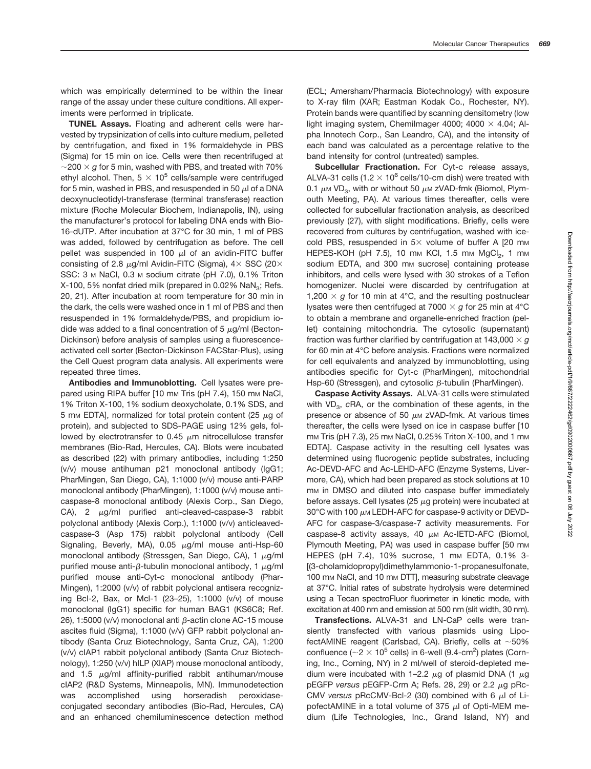which was empirically determined to be within the linear range of the assay under these culture conditions. All experiments were performed in triplicate.

**TUNEL Assays.** Floating and adherent cells were harvested by trypsinization of cells into culture medium, pelleted by centrifugation, and fixed in 1% formaldehyde in PBS (Sigma) for 15 min on ice. Cells were then recentrifuged at $\sim$200 × *g* for 5 min, washed with PBS, and treated with 70% ethyl alcohol. Then, $5 \times 10^5$ cells/sample were centrifuged for 5 min, washed in PBS, and resuspended in 50 μl of a DNA deoxynucleotidyl-transferase (terminal transferase) reaction mixture (Roche Molecular Biochem, Indianapolis, IN), using the manufacturer's protocol for labeling DNA ends with Bio-16-dUTP. After incubation at 37°C for 30 min, 1 ml of PBS was added, followed by centrifugation as before. The cell pellet was suspended in 100 μl of an avidin-FITC buffer consisting of 2.8 μg/ml Avidin-FITC (Sigma), 4× SSC (20× SSC: 3 M NaCl, 0.3 M sodium citrate (pH 7.0), 0.1% Triton X-100, 5% nonfat dried milk (prepared in 0.02% $NaN_3$; Refs. 20, 21). After incubation at room temperature for 30 min in the dark, the cells were washed once in 1 ml of PBS and then resuspended in 1% formaldehyde/PBS, and propidium iodide was added to a final concentration of 5 μg/ml (Becton-Dickinson) before analysis of samples using a fluorescence-activated cell sorter (Becton-Dickinson FACStar-Plus), using the Cell Quest program data analysis. All experiments were repeated three times.

**Antibodies and Immunoblotting.** Cell lysates were prepared using RIPA buffer [10 mM Tris (pH 7.4), 150 mM NaCl, 1% Triton X-100, 1% sodium deoxycholate, 0.1% SDS, and 5 mM EDTA], normalized for total protein content (25 μg of protein), and subjected to SDS-PAGE using 12% gels, followed by electrotransfer to 0.45 μm nitrocellulose transfer membranes (Bio-Rad, Hercules, CA). Blots were incubated as described (22) with primary antibodies, including 1:250 (v/v) mouse antihuman p21 monoclonal antibody (IgG1; PharMingen, San Diego, CA), 1:1000 (v/v) mouse anti-PARP monoclonal antibody (PharMingen), 1:1000 (v/v) mouse anti-caspase-8 monoclonal antibody (Alexis Corp., San Diego, CA), 2 μg/ml purified anti-cleaved-caspase-3 rabbit polyclonal antibody (Alexis Corp.), 1:1000 (v/v) anticleaved-caspase-3 (Asp 175) rabbit polyclonal antibody (Cell Signaling, Beverly, MA), 0.05 μg/ml mouse anti-Hsp-60 monoclonal antibody (Stressgen, San Diego, CA), 1 μg/ml purified mouse anti-β-tubulin monoclonal antibody, 1 μg/ml purified mouse anti-Cyt-c monoclonal antibody (PharMingen), 1:2000 (v/v) of rabbit polyclonal antisera recognizing Bcl-2, Bax, or Mcl-1 (23–25), 1:1000 (v/v) of mouse monoclonal (IgG1) specific for human BAG1 (KS6C8; Ref. 26), 1:5000 (v/v) monoclonal anti β-actin clone AC-15 mouse ascites fluid (Sigma), 1:1000 (v/v) GFP rabbit polyclonal antibody (Santa Cruz Biotechnology, Santa Cruz, CA), 1:200 (v/v) cIAP1 rabbit polyclonal antibody (Santa Cruz Biotechnology), 1:250 (v/v) hILP (XIAP) mouse monoclonal antibody, and 1.5 μg/ml affinity-purified rabbit antihuman/mouse cIAP2 (R&D Systems, Minneapolis, MN). Immunodetection was accomplished using horseradish peroxidase-conjugated secondary antibodies (Bio-Rad, Hercules, CA) and an enhanced chemiluminescence detection method (ECL; Amersham/Pharmacia Biotechnology) with exposure to X-ray film (XAR; Eastman Kodak Co., Rochester, NY). Protein bands were quantified by scanning densitometry (low light imaging system, ChemiImager 4000; 4000 × 4.04; Alpha Innotech Corp., San Leandro, CA), and the intensity of each band was calculated as a percentage relative to the band intensity for control (untreated) samples.

**Subcellular Fractionation.** For Cyt-c release assays, ALVA-31 cells ($1.2 \times 10^6$ cells/10-cm dish) were treated with 0.1 μM $VD_3$, with or without 50 μM zVAD-fmk (Biomol, Plymouth Meeting, PA). At various times thereafter, cells were collected for subcellular fractionation analysis, as described previously (27), with slight modifications. Briefly, cells were recovered from cultures by centrifugation, washed with ice-cold PBS, resuspended in 5× volume of buffer A [20 mM HEPES-KOH (pH 7.5), 10 mM KCl, 1.5 mM $MgCl_2$, 1 mM sodium EDTA, and 300 mM sucrose] containing protease inhibitors, and cells were lysed with 30 strokes of a Teflon homogenizer. Nuclei were discarded by centrifugation at 1,200 × *g* for 10 min at 4°C, and the resulting postnuclear lysates were then centrifuged at 7000 × *g* for 25 min at 4°C to obtain a membrane and organelle-enriched fraction (pellet) containing mitochondria. The cytosolic (supernatant) fraction was further clarified by centrifugation at 143,000 × *g* for 60 min at 4°C before analysis. Fractions were normalized for cell equivalents and analyzed by immunoblotting, using antibodies specific for Cyt-c (PharMingen), mitochondrial Hsp-60 (Stressgen), and cytosolic β-tubulin (PharMingen).

**Caspase Activity Assays.** ALVA-31 cells were stimulated with $VD_3$, *c*RA, or the combination of these agents, in the presence or absence of 50 μM zVAD-fmk. At various times thereafter, the cells were lysed on ice in caspase buffer [10 mM Tris (pH 7.3), 25 mM NaCl, 0.25% Triton X-100, and 1 mM EDTA]. Caspase activity in the resulting cell lysates was determined using fluorogenic peptide substrates, including Ac-DEVD-AFC and Ac-LEHD-AFC (Enzyme Systems, Livermore, CA), which had been prepared as stock solutions at 10 mM in DMSO and diluted into caspase buffer immediately before assays. Cell lysates (25 μg protein) were incubated at 30°C with 100 μM LEDH-AFC for caspase-9 activity or DEVD-AFC for caspase-3/caspase-7 activity measurements. For caspase-8 activity assays, 40 μM Ac-IETD-AFC (Biomol, Plymouth Meeting, PA) was used in caspase buffer [50 mM HEPES (pH 7.4), 10% sucrose, 1 mM EDTA, 0.1% 3-[(3-cholamidopropyl)dimethylammonio-1-propanesulfonate, 100 mM NaCl, and 10 mM DTT], measuring substrate cleavage at 37°C. Initial rates of substrate hydrolysis were determined using a Tecan spectroFluor fluorimeter in kinetic mode, with excitation at 400 nm and emission at 500 nm (slit width, 30 nm).

**Transfections.** ALVA-31 and LN-CaP cells were transiently transfected with various plasmids using LipofectAMINE reagent (Carlsbad, CA). Briefly, cells at $\sim$50% confluence ($\sim 2 \times 10^5$ cells) in 6-well (9.4-$cm^2$) plates (Corning, Inc., Corning, NY) in 2 ml/well of steroid-depleted medium were incubated with 1–2.2 μg of plasmid DNA (1 μg pEGFP *versus* pEGFP-Crm A; Refs. 28, 29) or 2.2 μg pRc-CMV *versus* pRcCMV-Bcl-2 (30) combined with 6 μl of LipofectAMINE in a total volume of 375 μl of Opti-MEM medium (Life Technologies, Inc., Grand Island, NY) and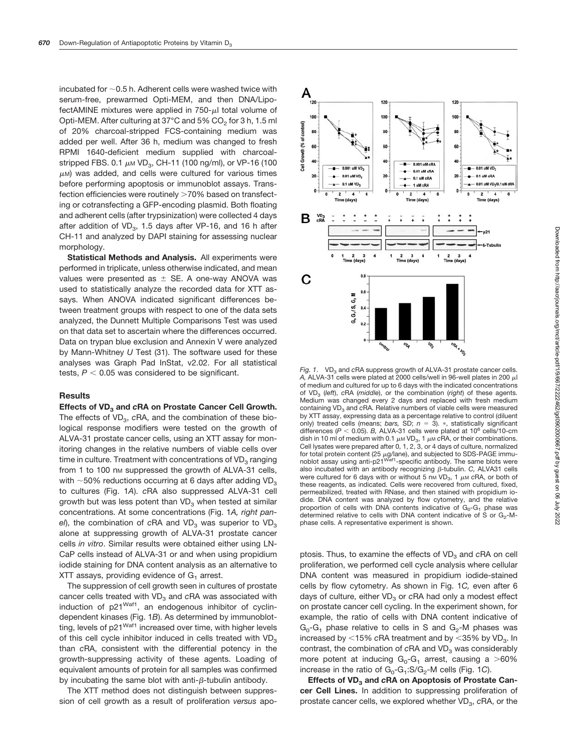incubated for ~0.5 h. Adherent cells were washed twice with serum-free, prewarmed Opti-MEM, and then DNA/LipofectAMINE mixtures were applied in 750-μl total volume of Opti-MEM. After culturing at 37°C and 5% $CO_2$ for 3 h, 1.5 ml of 20% charcoal-stripped FCS-containing medium was added per well. After 36 h, medium was changed to fresh RPMI 1640-deficient medium supplied with charcoal-stripped FBS. 0.1 μM $VD_3$, CH-11 (100 ng/ml), or VP-16 (100 μM) was added, and cells were cultured for various times before performing apoptosis or immunoblot assays. Transfection efficiencies were routinely >70% based on transfecting or cotransfecting a GFP-encoding plasmid. Both floating and adherent cells (after trypsinization) were collected 4 days after addition of $VD_3$, 1.5 days after VP-16, and 16 h after CH-11 and analyzed by DAPI staining for assessing nuclear morphology.

**Statistical Methods and Analysis.** All experiments were performed in triplicate, unless otherwise indicated, and mean values were presented as ± SE. A one-way ANOVA was used to statistically analyze the recorded data for XTT assays. When ANOVA indicated significant differences between treatment groups with respect to one of the data sets analyzed, the Dunnett Multiple Comparisons Test was used on that data set to ascertain where the differences occurred. Data on trypan blue exclusion and Annexin V were analyzed by Mann-Whitney *U* Test (31). The software used for these analyses was Graph Pad InStat, v2.02. For all statistical tests, $P < 0.05$ was considered to be significant.

## Results

**Effects of $VD_3$ and *c*RA on Prostate Cancer Cell Growth.** The effects of $VD_3$, *c*RA, and the combination of these biological response modifiers were tested on the growth of ALVA-31 prostate cancer cells, using an XTT assay for monitoring changes in the relative numbers of viable cells over time in culture. Treatment with concentrations of $VD_3$ ranging from 1 to 100 nM suppressed the growth of ALVA-31 cells, with ~50% reductions occurring at 6 days after adding $VD_3$ to cultures (Fig. 1*A*). *c*RA also suppressed ALVA-31 cell growth but was less potent than $VD_3$ when tested at similar concentrations. At some concentrations (Fig. 1*A, right panel*), the combination of *c*RA and $VD_3$ was superior to $VD_3$ alone at suppressing growth of ALVA-31 prostate cancer cells *in vitro*. Similar results were obtained either using LNCaP cells instead of ALVA-31 or and when using propidium iodide staining for DNA content analysis as an alternative to XTT assays, providing evidence of $G_1$ arrest.

The suppression of cell growth seen in cultures of prostate cancer cells treated with $VD_3$ and *c*RA was associated with induction of $p21^{Waf1}$, an endogenous inhibitor of cyclin-dependent kinases (Fig. 1*B*). As determined by immunoblotting, levels of $p21^{Waf1}$ increased over time, with higher levels of this cell cycle inhibitor induced in cells treated with $VD_3$ than *c*RA, consistent with the differential potency in the growth-suppressing activity of these agents. Loading of equivalent amounts of protein for all samples was confirmed by incubating the same blot with anti-β-tubulin antibody.

The XTT method does not distinguish between suppression of cell growth as a result of proliferation *versus* apoptosis. Thus, to examine the effects of $VD_3$ and *c*RA on cell proliferation, we performed cell cycle analysis where cellular DNA content was measured in propidium iodide-stained cells by flow cytometry. As shown in Fig. 1*C,* even after 6 days of culture, either $VD_3$ or *c*RA had only a modest effect on prostate cancer cell cycling. In the experiment shown, for example, the ratio of cells with DNA content indicative of $G_0$-$G_1$ phase relative to cells in S and $G_2$-M phases was increased by <15% *c*RA treatment and by <35% by $VD_3$. In contrast, the combination of *c*RA and $VD_3$ was considerably more potent at inducing $G_0$-$G_1$ arrest, causing a >60% increase in the ratio of $G_0$-$G_1$:S/$G_2$-M cells (Fig. 1*C*).

*Fig. 1.* $VD_3$ and *c*RA suppress growth of ALVA-31 prostate cancer cells. *A,* ALVA-31 cells were plated at 2000 cells/well in 96-well plates in 200 μl of medium and cultured for up to 6 days with the indicated concentrations of $VD_3$ (*left*), *c*RA (*middle*), or the combination (*right*) of these agents. Medium was changed every 2 days and replaced with fresh medium containing $VD_3$ and *c*RA. Relative numbers of viable cells were measured by XTT assay, expressing data as a percentage relative to control (diluent only) treated cells (means; *bars,* SD; *n* = 3). *, statistically significant differences ($P < 0.05$). *B,* ALVA-31 cells were plated at $10^6$ cells/10-cm dish in 10 ml of medium with 0.1 μM $VD_3$, 1 μM *c*RA, or their combinations. Cell lysates were prepared after 0, 1, 2, 3, or 4 days of culture, normalized for total protein content (25 μg/lane), and subjected to SDS-PAGE immunoblot assay using anti-$p21^{Waf1}$-specific antibody. The same blots were also incubated with an antibody recognizing β-tubulin. *C,* ALVA31 cells were cultured for 6 days with or without 5 nM $VD_3$, 1 μM *c*RA, or both of these reagents, as indicated. Cells were recovered from cultured, fixed, permeabilized, treated with RNase, and then stained with propidium iodide. DNA content was analyzed by flow cytometry, and the relative proportion of cells with DNA contents indicative of $G_0$-$G_1$ phase was determined relative to cells with DNA content indicative of S or $G_2$-M-phase cells. A representative experiment is shown.

**Effects of $VD_3$ and *c*RA on Apoptosis of Prostate Cancer Cell Lines.** In addition to suppressing proliferation of prostate cancer cells, we explored whether $VD_3$, *c*RA, or the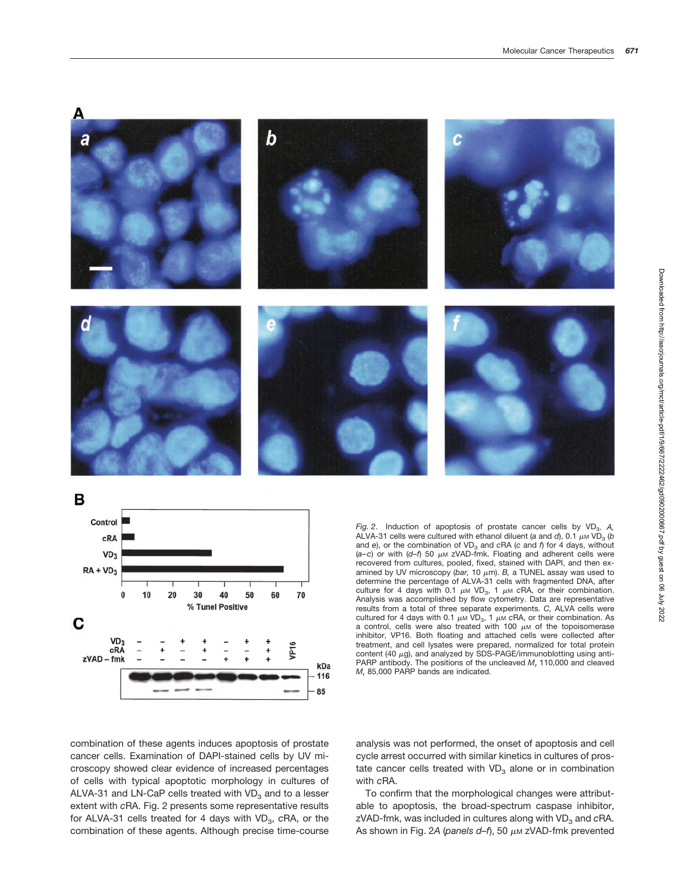Fig. 2. Induction of apoptosis of prostate cancer cells by $VD_3$. *A*, ALVA-31 cells were cultured with ethanol diluent (*a* and *d*), 0.1 μM $VD_3$ (*b* and *e*), or the combination of $VD_3$ and *c*RA (*c* and *f*) for 4 days, without (*a–c*) or with (*d–f*) 50 μM zVAD-fmk. Floating and adherent cells were recovered from cultures, pooled, fixed, stained with DAPI, and then examined by UV microscopy (*bar*, 10 μm). *B*, a TUNEL assay was used to determine the percentage of ALVA-31 cells with fragmented DNA, after culture for 4 days with 0.1 μM $VD_3$, 1 μM *c*RA, or their combination. Analysis was accomplished by flow cytometry. Data are representative results from a total of three separate experiments. *C*, ALVA cells were cultured for 4 days with 0.1 μM $VD_3$, 1 μM *c*RA, or their combination. As a control, cells were also treated with 100 μM of the topoisomerase inhibitor, VP16. Both floating and attached cells were collected after treatment, and cell lysates were prepared, normalized for total protein content (40 μg), and analyzed by SDS-PAGE/immunoblotting using anti-PARP antibody. The positions of the uncleaved $M_r$ 110,000 and cleaved $M_r$ 85,000 PARP bands are indicated.

combination of these agents induces apoptosis of prostate cancer cells. Examination of DAPI-stained cells by UV microscopy showed clear evidence of increased percentages of cells with typical apoptotic morphology in cultures of ALVA-31 and LN-CaP cells treated with $VD_3$ and to a lesser extent with *c*RA. Fig. 2 presents some representative results for ALVA-31 cells treated for 4 days with $VD_3$, *c*RA, or the combination of these agents. Although precise time-course analysis was not performed, the onset of apoptosis and cell cycle arrest occurred with similar kinetics in cultures of prostate cancer cells treated with $VD_3$ alone or in combination with *c*RA.

To confirm that the morphological changes were attributable to apoptosis, the broad-spectrum caspase inhibitor, zVAD-fmk, was included in cultures along with $VD_3$ and *c*RA. As shown in Fig. 2*A* (*panels d–f*), 50 μM zVAD-fmk prevented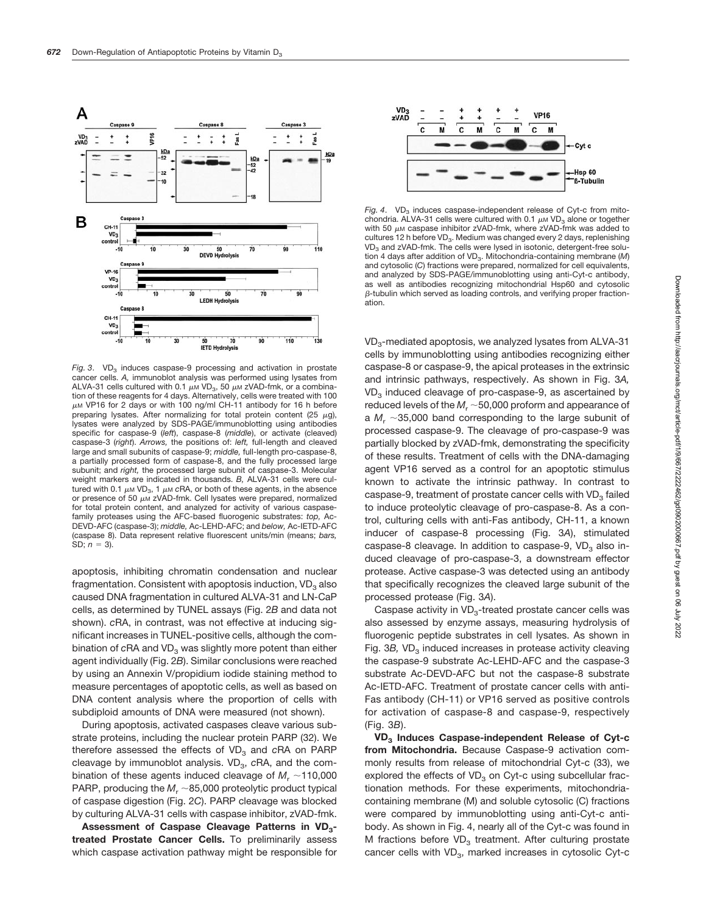*Fig. 3.* $VD_3$ induces caspase-9 processing and activation in prostate cancer cells. *A,* immunoblot analysis was performed using lysates from ALVA-31 cells cultured with 0.1 $\mu$M $VD_3$, 50 $\mu$M zVAD-fmk, or a combination of these reagents for 4 days. Alternatively, cells were treated with 100 $\mu$M VP16 for 2 days or with 100 ng/ml CH-11 antibody for 16 h before preparing lysates. After normalizing for total protein content (25 $\mu$g), lysates were analyzed by SDS-PAGE/immunoblotting using antibodies specific for caspase-9 (*left*), caspase-8 (*middle*), or activate (cleaved) caspase-3 (*right*). *Arrows,* the positions of: *left,* full-length and cleaved large and small subunits of caspase-9; *middle,* full-length pro-caspase-8, a partially processed form of caspase-8, and the fully processed large subunit; and *right,* the processed large subunit of caspase-3. Molecular weight markers are indicated in thousands. *B,* ALVA-31 cells were cultured with 0.1 $\mu$M $VD_3$, 1 $\mu$M cRA, or both of these agents, in the absence or presence of 50 $\mu$M zVAD-fmk. Cell lysates were prepared, normalized for total protein content, and analyzed for activity of various caspase-family proteases using the AFC-based fluorogenic substrates: *top,* Ac-DEVD-AFC (caspase-3); *middle,* Ac-LEHD-AFC; and *below,* Ac-IETD-AFC (caspase 8). Data represent relative fluorescent units/min (means; *bars,* SD; $n = 3$).

apoptosis, inhibiting chromatin condensation and nuclear fragmentation. Consistent with apoptosis induction, $VD_3$ also caused DNA fragmentation in cultured ALVA-31 and LN-CaP cells, as determined by TUNEL assays (Fig. 2*B* and data not shown). *c*RA, in contrast, was not effective at inducing significant increases in TUNEL-positive cells, although the combination of *c*RA and $VD_3$ was slightly more potent than either agent individually (Fig. 2*B*). Similar conclusions were reached by using an Annexin V/propidium iodide staining method to measure percentages of apoptotic cells, as well as based on DNA content analysis where the proportion of cells with subdiploid amounts of DNA were measured (not shown).

During apoptosis, activated caspases cleave various substrate proteins, including the nuclear protein PARP (32). We therefore assessed the effects of $VD_3$ and *c*RA on PARP cleavage by immunoblot analysis. $VD_3$, *c*RA, and the combination of these agents induced cleavage of $M_r$ ~110,000 PARP, producing the $M_r$ ~85,000 proteolytic product typical of caspase digestion (Fig. 2*C*). PARP cleavage was blocked by culturing ALVA-31 cells with caspase inhibitor, zVAD-fmk.

**Assessment of Caspase Cleavage Patterns in $VD_3$-treated Prostate Cancer Cells.** To preliminarily assess which caspase activation pathway might be responsible for $VD_3$-mediated apoptosis, we analyzed lysates from ALVA-31 cells by immunoblotting using antibodies recognizing either caspase-8 or caspase-9, the apical proteases in the extrinsic and intrinsic pathways, respectively. As shown in Fig. 3*A,* $VD_3$ induced cleavage of pro-caspase-9, as ascertained by reduced levels of the $M_r$ ~50,000 proform and appearance of a $M_r$ ~35,000 band corresponding to the large subunit of processed caspase-9. The cleavage of pro-caspase-9 was partially blocked by zVAD-fmk, demonstrating the specificity of these results. Treatment of cells with the DNA-damaging agent VP16 served as a control for an apoptotic stimulus known to activate the intrinsic pathway. In contrast to caspase-9, treatment of prostate cancer cells with $VD_3$ failed to induce proteolytic cleavage of pro-caspase-8. As a control, culturing cells with anti-Fas antibody, CH-11, a known inducer of caspase-8 processing (Fig. 3*A*), stimulated caspase-8 cleavage. In addition to caspase-9, $VD_3$ also induced cleavage of pro-caspase-3, a downstream effector protease. Active caspase-3 was detected using an antibody that specifically recognizes the cleaved large subunit of the processed protease (Fig. 3*A*).

Caspase activity in $VD_3$-treated prostate cancer cells was also assessed by enzyme assays, measuring hydrolysis of fluorogenic peptide substrates in cell lysates. As shown in Fig. 3*B,* $VD_3$ induced increases in protease activity cleaving the caspase-9 substrate Ac-LEHD-AFC and the caspase-3 substrate Ac-DEVD-AFC but not the caspase-8 substrate Ac-IETD-AFC. Treatment of prostate cancer cells with anti-Fas antibody (CH-11) or VP16 served as positive controls for activation of caspase-8 and caspase-9, respectively (Fig. 3*B*).

*Fig. 4.* $VD_3$ induces caspase-independent release of Cyt-c from mitochondria. ALVA-31 cells were cultured with 0.1 $\mu$M $VD_3$ alone or together with 50 $\mu$M caspase inhibitor zVAD-fmk, where zVAD-fmk was added to cultures 12 h before $VD_3$. Medium was changed every 2 days, replenishing $VD_3$ and zVAD-fmk. The cells were lysed in isotonic, detergent-free solution 4 days after addition of $VD_3$. Mitochondria-containing membrane (*M*) and cytosolic (*C*) fractions were prepared, normalized for cell equivalents, and analyzed by SDS-PAGE/immunoblotting using anti-Cyt-c antibody, as well as antibodies recognizing mitochondrial Hsp60 and cytosolic $\beta$-tubulin which served as loading controls, and verifying proper fractionation.

**$VD_3$ Induces Caspase-independent Release of Cyt-c from Mitochondria.** Because Caspase-9 activation commonly results from release of mitochondrial Cyt-c (33), we explored the effects of $VD_3$ on Cyt-c using subcellular fractionation methods. For these experiments, mitochondria-containing membrane (M) and soluble cytosolic (C) fractions were compared by immunoblotting using anti-Cyt-c antibody. As shown in Fig. 4, nearly all of the Cyt-c was found in M fractions before $VD_3$ treatment. After culturing prostate cancer cells with $VD_3$, marked increases in cytosolic Cyt-c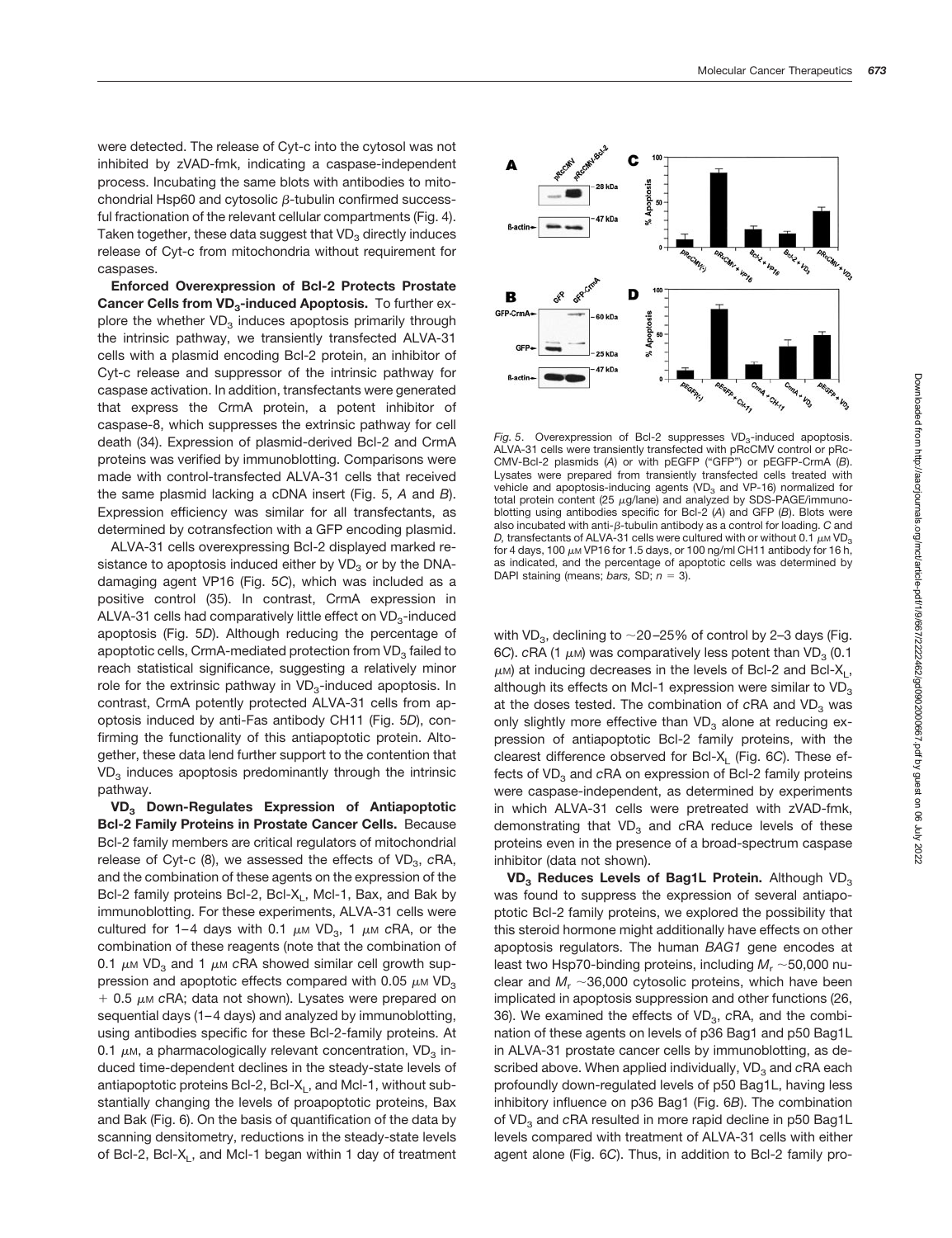were detected. The release of Cyt-c into the cytosol was not inhibited by zVAD-fmk, indicating a caspase-independent process. Incubating the same blots with antibodies to mitochondrial Hsp60 and cytosolic β-tubulin confirmed successful fractionation of the relevant cellular compartments (Fig. 4). Taken together, these data suggest that $VD_3$ directly induces release of Cyt-c from mitochondria without requirement for caspases.

**Enforced Overexpression of Bcl-2 Protects Prostate Cancer Cells from $VD_3$-induced Apoptosis.** To further explore the whether $VD_3$ induces apoptosis primarily through the intrinsic pathway, we transiently transfected ALVA-31 cells with a plasmid encoding Bcl-2 protein, an inhibitor of Cyt-c release and suppressor of the intrinsic pathway for caspase activation. In addition, transfectants were generated that express the CrmA protein, a potent inhibitor of caspase-8, which suppresses the extrinsic pathway for cell death (34). Expression of plasmid-derived Bcl-2 and CrmA proteins was verified by immunoblotting. Comparisons were made with control-transfected ALVA-31 cells that received the same plasmid lacking a cDNA insert (Fig. 5, *A* and *B*). Expression efficiency was similar for all transfectants, as determined by cotransfection with a GFP encoding plasmid.

ALVA-31 cells overexpressing Bcl-2 displayed marked resistance to apoptosis induced either by $VD_3$ or by the DNA-damaging agent VP16 (Fig. 5*C*), which was included as a positive control (35). In contrast, CrmA expression in ALVA-31 cells had comparatively little effect on $VD_3$-induced apoptosis (Fig. 5*D*). Although reducing the percentage of apoptotic cells, CrmA-mediated protection from $VD_3$ failed to reach statistical significance, suggesting a relatively minor role for the extrinsic pathway in $VD_3$-induced apoptosis. In contrast, CrmA potently protected ALVA-31 cells from apoptosis induced by anti-Fas antibody CH11 (Fig. 5*D*), confirming the functionality of this antiapoptotic protein. Altogether, these data lend further support to the contention that $VD_3$ induces apoptosis predominantly through the intrinsic pathway.

**$VD_3$ Down-Regulates Expression of Antiapoptotic Bcl-2 Family Proteins in Prostate Cancer Cells.** Because Bcl-2 family members are critical regulators of mitochondrial release of Cyt-c (8), we assessed the effects of $VD_3$, *c*RA, and the combination of these agents on the expression of the Bcl-2 family proteins Bcl-2, Bcl-$X_L$, Mcl-1, Bax, and Bak by immunoblotting. For these experiments, ALVA-31 cells were cultured for 1–4 days with 0.1 μM $VD_3$, 1 μM *c*RA, or the combination of these reagents (note that the combination of 0.1 μM $VD_3$ and 1 μM *c*RA showed similar cell growth suppression and apoptotic effects compared with 0.05 μM $VD_3$ + 0.5 μM *c*RA; data not shown). Lysates were prepared on sequential days (1–4 days) and analyzed by immunoblotting, using antibodies specific for these Bcl-2-family proteins. At 0.1 μM, a pharmacologically relevant concentration, $VD_3$ induced time-dependent declines in the steady-state levels of antiapoptotic proteins Bcl-2, Bcl-$X_L$, and Mcl-1, without substantially changing the levels of proapoptotic proteins, Bax and Bak (Fig. 6). On the basis of quantification of the data by scanning densitometry, reductions in the steady-state levels of Bcl-2, Bcl-$X_L$, and Mcl-1 began within 1 day of treatment

*Fig. 5.* Overexpression of Bcl-2 suppresses $VD_3$-induced apoptosis. ALVA-31 cells were transiently transfected with pRcCMV control or pRc-CMV-Bcl-2 plasmids (*A*) or with pEGFP ("GFP") or pEGFP-CrmA (*B*). Lysates were prepared from transiently transfected cells treated with vehicle and apoptosis-inducing agents ($VD_3$ and VP-16) normalized for total protein content (25 μg/lane) and analyzed by SDS-PAGE/immunoblotting using antibodies specific for Bcl-2 (*A*) and GFP (*B*). Blots were also incubated with anti-β-tubulin antibody as a control for loading. *C* and *D,* transfectants of ALVA-31 cells were cultured with or without 0.1 μM $VD_3$ for 4 days, 100 μM VP16 for 1.5 days, or 100 ng/ml CH11 antibody for 16 h, as indicated, and the percentage of apoptotic cells was determined by DAPI staining (means; *bars,* SD; $n = 3$).

with $VD_3$, declining to ~20–25% of control by 2–3 days (Fig. 6*C*). *c*RA (1 μM) was comparatively less potent than $VD_3$ (0.1 μM) at inducing decreases in the levels of Bcl-2 and Bcl-$X_L$, although its effects on Mcl-1 expression were similar to $VD_3$ at the doses tested. The combination of *c*RA and $VD_3$ was only slightly more effective than $VD_3$ alone at reducing expression of antiapoptotic Bcl-2 family proteins, with the clearest difference observed for Bcl-$X_L$ (Fig. 6*C*). These effects of $VD_3$ and *c*RA on expression of Bcl-2 family proteins were caspase-independent, as determined by experiments in which ALVA-31 cells were pretreated with zVAD-fmk, demonstrating that $VD_3$ and *c*RA reduce levels of these proteins even in the presence of a broad-spectrum caspase inhibitor (data not shown).

**$VD_3$ Reduces Levels of Bag1L Protein.** Although $VD_3$ was found to suppress the expression of several antiapoptotic Bcl-2 family proteins, we explored the possibility that this steroid hormone might additionally have effects on other apoptosis regulators. The human *BAG1* gene encodes at least two Hsp70-binding proteins, including $M_r$ ~50,000 nuclear and $M_r$ ~36,000 cytosolic proteins, which have been implicated in apoptosis suppression and other functions (26, 36). We examined the effects of $VD_3$, *c*RA, and the combination of these agents on levels of p36 Bag1 and p50 Bag1L in ALVA-31 prostate cancer cells by immunoblotting, as described above. When applied individually, $VD_3$ and *c*RA each profoundly down-regulated levels of p50 Bag1L, having less inhibitory influence on p36 Bag1 (Fig. 6*B*). The combination of $VD_3$ and *c*RA resulted in more rapid decline in p50 Bag1L levels compared with treatment of ALVA-31 cells with either agent alone (Fig. 6*C*). Thus, in addition to Bcl-2 family pro-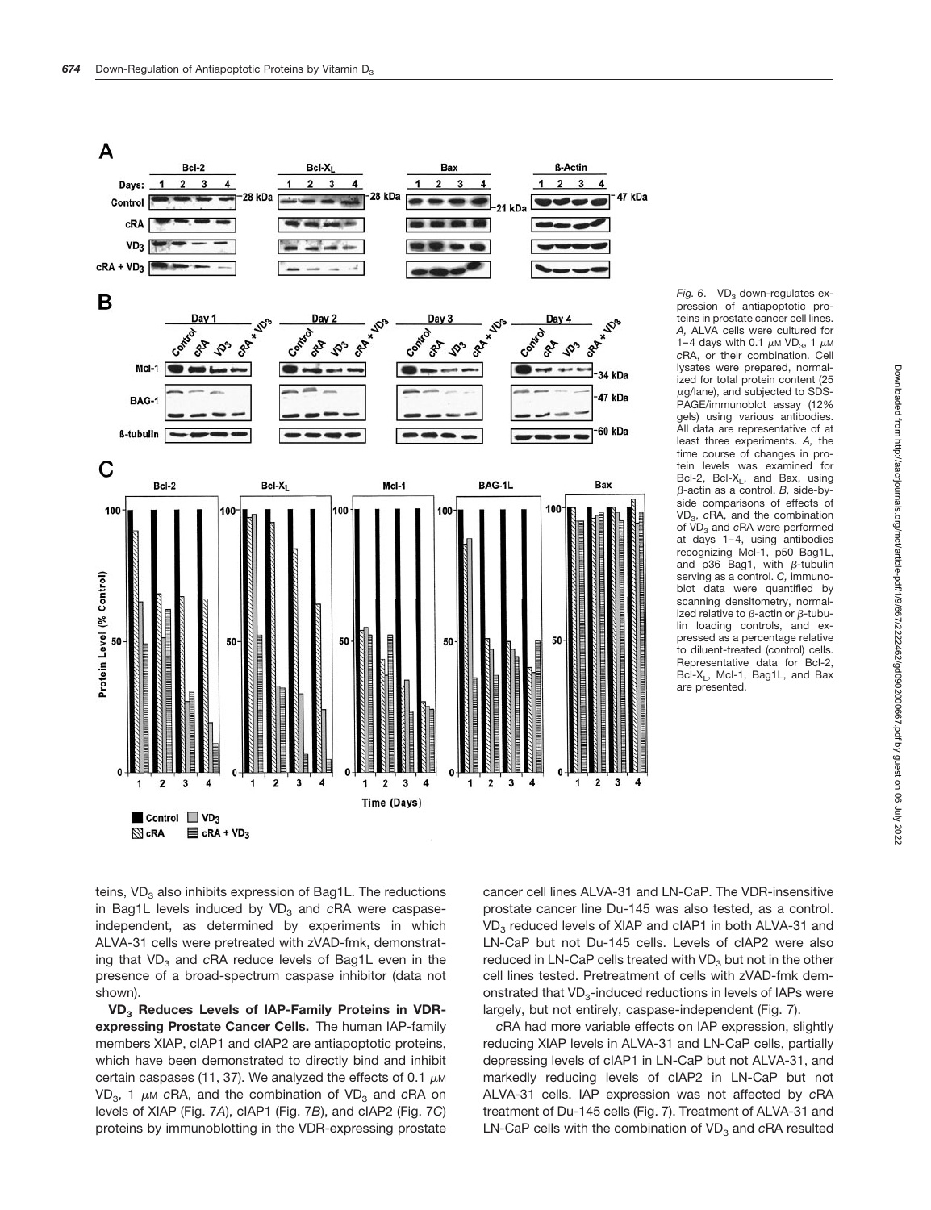*Fig. 6.* $VD_3$ down-regulates expression of antiapoptotic proteins in prostate cancer cell lines. *A,* ALVA cells were cultured for 1–4 days with 0.1 $\mu$M $VD_3$, 1 $\mu$M *c*RA, or their combination. Cell lysates were prepared, normalized for total protein content (25 $\mu$g/lane), and subjected to SDS-PAGE/immunoblot assay (12% gels) using various antibodies. All data are representative of at least three experiments. *A,* the time course of changes in protein levels was examined for Bcl-2, Bcl-$X_L$, and Bax, using $\beta$-actin as a control. *B,* side-by-side comparisons of effects of $VD_3$, *c*RA, and the combination of $VD_3$ and *c*RA were performed at days 1–4, using antibodies recognizing Mcl-1, p50 Bag1L, and p36 Bag1, with $\beta$-tubulin serving as a control. *C,* immunoblot data were quantified by scanning densitometry, normalized relative to $\beta$-actin or $\beta$-tubulin loading controls, and expressed as a percentage relative to diluent-treated (control) cells. Representative data for Bcl-2, Bcl-$X_L$, Mcl-1, Bag1L, and Bax are presented.

teins, $VD_3$ also inhibits expression of Bag1L. The reductions in Bag1L levels induced by $VD_3$ and *c*RA were caspase-independent, as determined by experiments in which ALVA-31 cells were pretreated with zVAD-fmk, demonstrating that $VD_3$ and *c*RA reduce levels of Bag1L even in the presence of a broad-spectrum caspase inhibitor (data not shown).

**$VD_3$ Reduces Levels of IAP-Family Proteins in VDR-expressing Prostate Cancer Cells.** The human IAP-family members XIAP, cIAP1 and cIAP2 are antiapoptotic proteins, which have been demonstrated to directly bind and inhibit certain caspases (11, 37). We analyzed the effects of 0.1 $\mu$M $VD_3$, 1 $\mu$M *c*RA, and the combination of $VD_3$ and *c*RA on levels of XIAP (Fig. 7*A*), cIAP1 (Fig. 7*B*), and cIAP2 (Fig. 7*C*) proteins by immunoblotting in the VDR-expressing prostate cancer cell lines ALVA-31 and LN-CaP. The VDR-insensitive prostate cancer line Du-145 was also tested, as a control. $VD_3$ reduced levels of XIAP and cIAP1 in both ALVA-31 and LN-CaP but not Du-145 cells. Levels of cIAP2 were also reduced in LN-CaP cells treated with $VD_3$ but not in the other cell lines tested. Pretreatment of cells with zVAD-fmk demonstrated that $VD_3$-induced reductions in levels of IAPs were largely, but not entirely, caspase-independent (Fig. 7).

*c*RA had more variable effects on IAP expression, slightly reducing XIAP levels in ALVA-31 and LN-CaP cells, partially depressing levels of cIAP1 in LN-CaP but not ALVA-31, and markedly reducing levels of cIAP2 in LN-CaP but not ALVA-31 cells. IAP expression was not affected by *c*RA treatment of Du-145 cells (Fig. 7). Treatment of ALVA-31 and LN-CaP cells with the combination of $VD_3$ and *c*RA resulted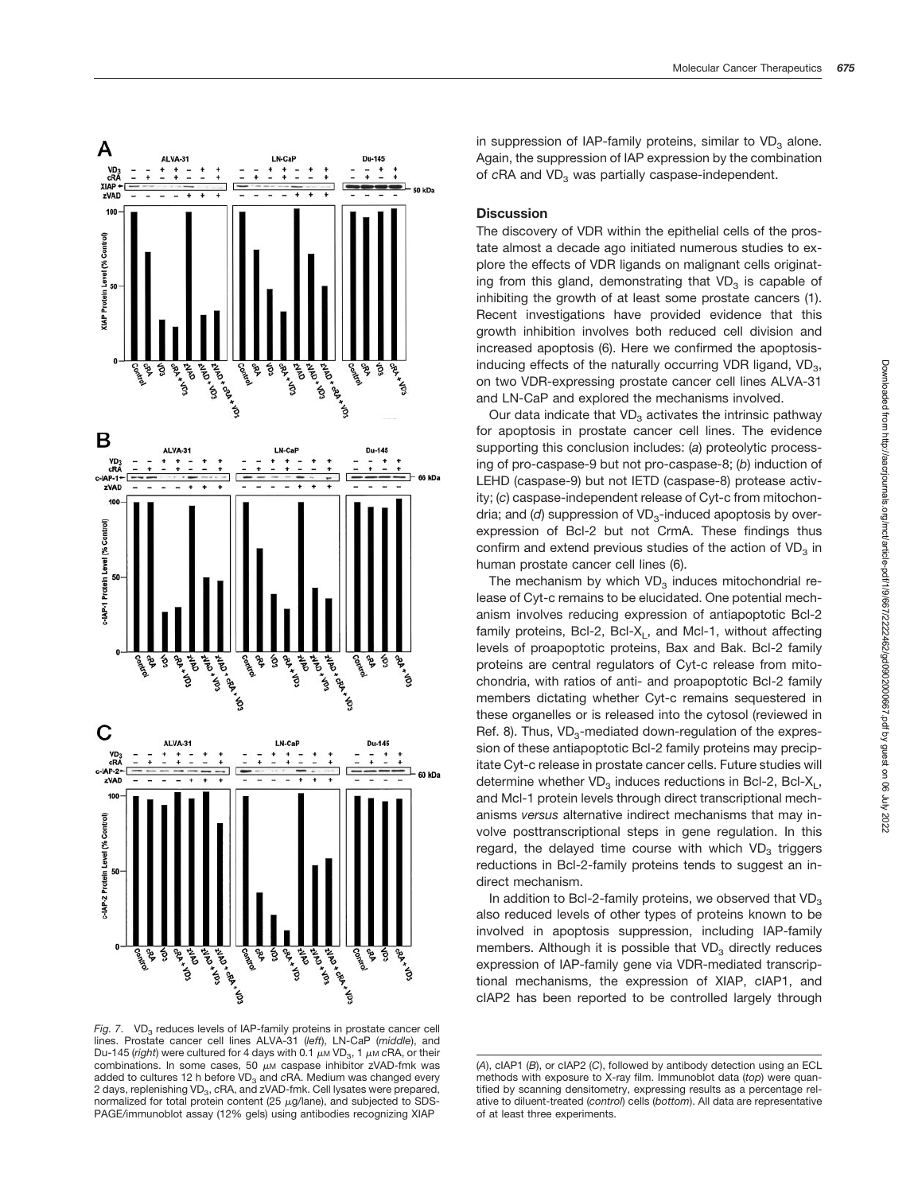in suppression of IAP-family proteins, similar to $VD_3$ alone. Again, the suppression of IAP expression by the combination of cRA and $VD_3$ was partially caspase-independent.

## Discussion

The discovery of VDR within the epithelial cells of the prostate almost a decade ago initiated numerous studies to explore the effects of VDR ligands on malignant cells originating from this gland, demonstrating that $VD_3$ is capable of inhibiting the growth of at least some prostate cancers (1). Recent investigations have provided evidence that this growth inhibition involves both reduced cell division and increased apoptosis (6). Here we confirmed the apoptosis-inducing effects of the naturally occurring VDR ligand, $VD_3$, on two VDR-expressing prostate cancer cell lines ALVA-31 and LN-CaP and explored the mechanisms involved.

Our data indicate that $VD_3$ activates the intrinsic pathway for apoptosis in prostate cancer cell lines. The evidence supporting this conclusion includes: (*a*) proteolytic processing of pro-caspase-9 but not pro-caspase-8; (*b*) induction of LEHD (caspase-9) but not IETD (caspase-8) protease activity; (*c*) caspase-independent release of Cyt-c from mitochondria; and (*d*) suppression of $VD_3$-induced apoptosis by overexpression of Bcl-2 but not CrmA. These findings thus confirm and extend previous studies of the action of $VD_3$ in human prostate cancer cell lines (6).

The mechanism by which $VD_3$ induces mitochondrial release of Cyt-c remains to be elucidated. One potential mechanism involves reducing expression of antiapoptotic Bcl-2 family proteins, Bcl-2, Bcl-$X_L$, and Mcl-1, without affecting levels of proapoptotic proteins, Bax and Bak. Bcl-2 family proteins are central regulators of Cyt-c release from mitochondria, with ratios of anti- and proapoptotic Bcl-2 family members dictating whether Cyt-c remains sequestered in these organelles or is released into the cytosol (reviewed in Ref. 8). Thus, $VD_3$-mediated down-regulation of the expression of these antiapoptotic Bcl-2 family proteins may precipitate Cyt-c release in prostate cancer cells. Future studies will determine whether $VD_3$ induces reductions in Bcl-2, Bcl-$X_L$, and Mcl-1 protein levels through direct transcriptional mechanisms *versus* alternative indirect mechanisms that may involve posttranscriptional steps in gene regulation. In this regard, the delayed time course with which $VD_3$ triggers reductions in Bcl-2-family proteins tends to suggest an indirect mechanism.

In addition to Bcl-2-family proteins, we observed that $VD_3$ also reduced levels of other types of proteins known to be involved in apoptosis suppression, including IAP-family members. Although it is possible that $VD_3$ directly reduces expression of IAP-family gene via VDR-mediated transcriptional mechanisms, the expression of XIAP, cIAP1, and cIAP2 has been reported to be controlled largely through

*Fig. 7.* $VD_3$ reduces levels of IAP-family proteins in prostate cancer cell lines. Prostate cancer cell lines ALVA-31 (*left*), LN-CaP (*middle*), and Du-145 (*right*) were cultured for 4 days with 0.1 µM $VD_3$, 1 µM cRA, or their combinations. In some cases, 50 µM caspase inhibitor zVAD-fmk was added to cultures 12 h before $VD_3$ and cRA. Medium was changed every 2 days, replenishing $VD_3$, cRA, and zVAD-fmk. Cell lysates were prepared, normalized for total protein content (25 µg/lane), and subjected to SDS-PAGE/immunoblot assay (12% gels) using antibodies recognizing XIAP (*A*), cIAP1 (*B*), or cIAP2 (*C*), followed by antibody detection using an ECL methods with exposure to X-ray film. Immunoblot data (*top*) were quantified by scanning densitometry, expressing results as a percentage relative to diluent-treated (*control*) cells (*bottom*). All data are representative of at least three experiments.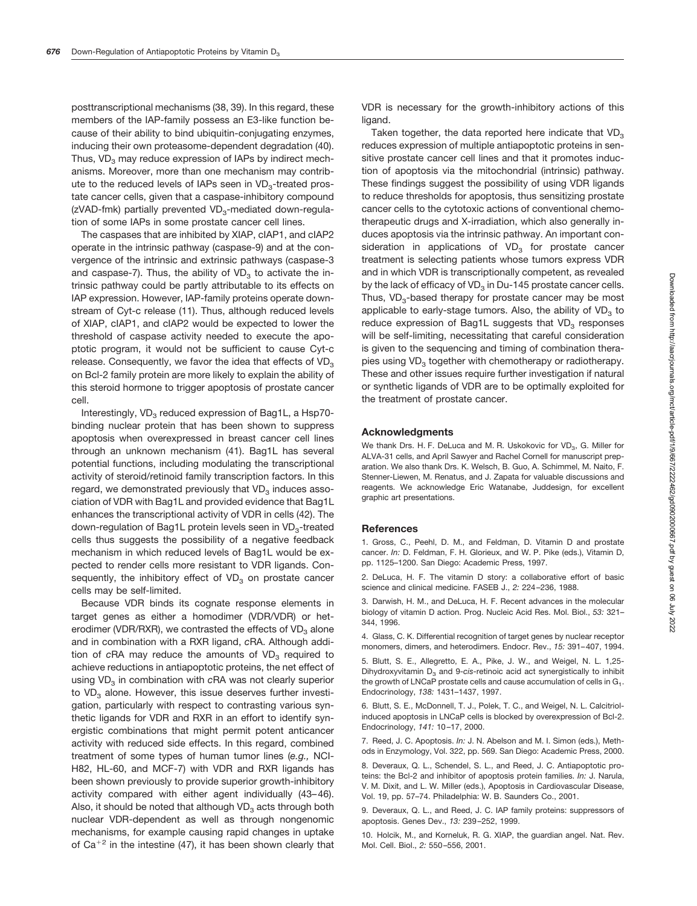posttranscriptional mechanisms (38, 39). In this regard, these members of the IAP-family possess an E3-like function because of their ability to bind ubiquitin-conjugating enzymes, inducing their own proteasome-dependent degradation (40). Thus, $VD_3$ may reduce expression of IAPs by indirect mechanisms. Moreover, more than one mechanism may contribute to the reduced levels of IAPs seen in $VD_3$-treated prostate cancer cells, given that a caspase-inhibitory compound (zVAD-fmk) partially prevented $VD_3$-mediated down-regulation of some IAPs in some prostate cancer cell lines.

The caspases that are inhibited by XIAP, cIAP1, and cIAP2 operate in the intrinsic pathway (caspase-9) and at the convergence of the intrinsic and extrinsic pathways (caspase-3 and caspase-7). Thus, the ability of $VD_3$ to activate the intrinsic pathway could be partly attributable to its effects on IAP expression. However, IAP-family proteins operate downstream of Cyt-c release (11). Thus, although reduced levels of XIAP, cIAP1, and cIAP2 would be expected to lower the threshold of caspase activity needed to execute the apoptotic program, it would not be sufficient to cause Cyt-c release. Consequently, we favor the idea that effects of $VD_3$ on Bcl-2 family protein are more likely to explain the ability of this steroid hormone to trigger apoptosis of prostate cancer cell.

Interestingly, $VD_3$ reduced expression of Bag1L, a Hsp70-binding nuclear protein that has been shown to suppress apoptosis when overexpressed in breast cancer cell lines through an unknown mechanism (41). Bag1L has several potential functions, including modulating the transcriptional activity of steroid/retinoid family transcription factors. In this regard, we demonstrated previously that $VD_3$ induces association of VDR with Bag1L and provided evidence that Bag1L enhances the transcriptional activity of VDR in cells (42). The down-regulation of Bag1L protein levels seen in $VD_3$-treated cells thus suggests the possibility of a negative feedback mechanism in which reduced levels of Bag1L would be expected to render cells more resistant to VDR ligands. Consequently, the inhibitory effect of $VD_3$ on prostate cancer cells may be self-limited.

Because VDR binds its cognate response elements in target genes as either a homodimer (VDR/VDR) or heterodimer (VDR/RXR), we contrasted the effects of $VD_3$ alone and in combination with a RXR ligand, *c*RA. Although addition of *c*RA may reduce the amounts of $VD_3$ required to achieve reductions in antiapoptotic proteins, the net effect of using $VD_3$ in combination with *c*RA was not clearly superior to $VD_3$ alone. However, this issue deserves further investigation, particularly with respect to contrasting various synthetic ligands for VDR and RXR in an effort to identify synergistic combinations that might permit potent anticancer activity with reduced side effects. In this regard, combined treatment of some types of human tumor lines (*e.g.,* NCI-H82, HL-60, and MCF-7) with VDR and RXR ligands has been shown previously to provide superior growth-inhibitory activity compared with either agent individually (43–46). Also, it should be noted that although $VD_3$ acts through both nuclear VDR-dependent as well as through nongenomic mechanisms, for example causing rapid changes in uptake of $Ca^{+2}$ in the intestine (47), it has been shown clearly that VDR is necessary for the growth-inhibitory actions of this ligand.

Taken together, the data reported here indicate that $VD_3$ reduces expression of multiple antiapoptotic proteins in sensitive prostate cancer cell lines and that it promotes induction of apoptosis via the mitochondrial (intrinsic) pathway. These findings suggest the possibility of using VDR ligands to reduce thresholds for apoptosis, thus sensitizing prostate cancer cells to the cytotoxic actions of conventional chemotherapeutic drugs and X-irradiation, which also generally induces apoptosis via the intrinsic pathway. An important consideration in applications of $VD_3$ for prostate cancer treatment is selecting patients whose tumors express VDR and in which VDR is transcriptionally competent, as revealed by the lack of efficacy of $VD_3$ in Du-145 prostate cancer cells. Thus, $VD_3$-based therapy for prostate cancer may be most applicable to early-stage tumors. Also, the ability of $VD_3$ to reduce expression of Bag1L suggests that $VD_3$ responses will be self-limiting, necessitating that careful consideration is given to the sequencing and timing of combination therapies using $VD_3$ together with chemotherapy or radiotherapy. These and other issues require further investigation if natural or synthetic ligands of VDR are to be optimally exploited for the treatment of prostate cancer.

## Acknowledgments

We thank Drs. H. F. DeLuca and M. R. Uskokovic for $VD_3$, G. Miller for ALVA-31 cells, and April Sawyer and Rachel Cornell for manuscript preparation. We also thank Drs. K. Welsch, B. Guo, A. Schimmel, M. Naito, F. Stenner-Liewen, M. Renatus, and J. Zapata for valuable discussions and reagents. We acknowledge Eric Watanabe, Juddesign, for excellent graphic art presentations.

## References

1. Gross, C., Peehl, D. M., and Feldman, D. Vitamin D and prostate cancer. *In:* D. Feldman, F. H. Glorieux, and W. P. Pike (eds.), Vitamin D, pp. 1125–1200. San Diego: Academic Press, 1997.

2. DeLuca, H. F. The vitamin D story: a collaborative effort of basic science and clinical medicine. FASEB J., *2:* 224–236, 1988.

3. Darwish, H. M., and DeLuca, H. F. Recent advances in the molecular biology of vitamin D action. Prog. Nucleic Acid Res. Mol. Biol., *53:* 321–344, 1996.

4. Glass, C. K. Differential recognition of target genes by nuclear receptor monomers, dimers, and heterodimers. Endocr. Rev., *15:* 391–407, 1994.

5. Blutt, S. E., Allegretto, E. A., Pike, J. W., and Weigel, N. L. 1,25-Dihydroxyvitamin $D_3$ and 9-*cis*-retinoic acid act synergistically to inhibit the growth of LNCaP prostate cells and cause accumulation of cells in $G_1$. Endocrinology, *138:* 1431–1437, 1997.

6. Blutt, S. E., McDonnell, T. J., Polek, T. C., and Weigel, N. L. Calcitriol-induced apoptosis in LNCaP cells is blocked by overexpression of Bcl-2. Endocrinology, *141:* 10–17, 2000.

7. Reed, J. C. Apoptosis. *In:* J. N. Abelson and M. I. Simon (eds.), Methods in Enzymology, Vol. 322, pp. 569. San Diego: Academic Press, 2000.

8. Deveraux, Q. L., Schendel, S. L., and Reed, J. C. Antiapoptotic proteins: the Bcl-2 and inhibitor of apoptosis protein families. *In:* J. Narula, V. M. Dixit, and L. W. Miller (eds.), Apoptosis in Cardiovascular Disease, Vol. 19, pp. 57–74. Philadelphia: W. B. Saunders Co., 2001.

9. Deveraux, Q. L., and Reed, J. C. IAP family proteins: suppressors of apoptosis. Genes Dev., *13:* 239–252, 1999.

10. Holcik, M., and Korneluk, R. G. XIAP, the guardian angel. Nat. Rev. Mol. Cell. Biol., *2:* 550–556, 2001.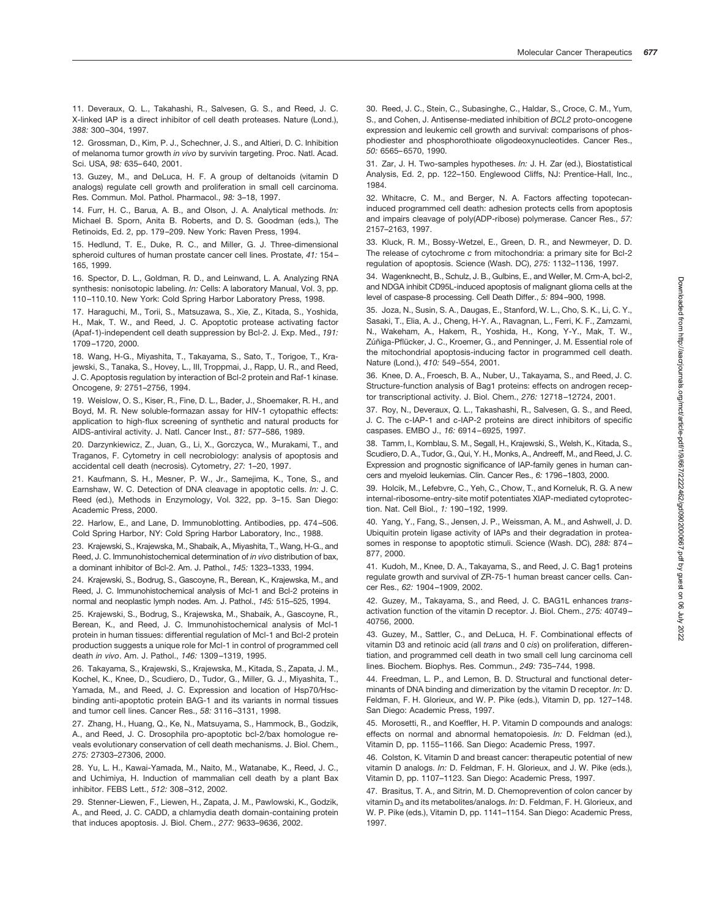11. Deveraux, Q. L., Takahashi, R., Salvesen, G. S., and Reed, J. C. X-linked IAP is a direct inhibitor of cell death proteases. Nature (Lond.), *388:* 300–304, 1997.

12. Grossman, D., Kim, P. J., Schechner, J. S., and Altieri, D. C. Inhibition of melanoma tumor growth *in vivo* by survivin targeting. Proc. Natl. Acad. Sci. USA, *98:* 635–640, 2001.

13. Guzey, M., and DeLuca, H. F. A group of deltanoids (vitamin D analogs) regulate cell growth and proliferation in small cell carcinoma. Res. Commun. Mol. Pathol. Pharmacol., *98:* 3–18, 1997.

14. Furr, H. C., Barua, A. B., and Olson, J. A. Analytical methods. *In:* Michael B. Sporn, Anita B. Roberts, and D. S. Goodman (eds.), The Retinoids, Ed. 2, pp. 179–209. New York: Raven Press, 1994.

15. Hedlund, T. E., Duke, R. C., and Miller, G. J. Three-dimensional spheroid cultures of human prostate cancer cell lines. Prostate, *41:* 154–165, 1999.

16. Spector, D. L., Goldman, R. D., and Leinwand, L. A. Analyzing RNA synthesis: nonisotopic labeling. *In:* Cells: A laboratory Manual, Vol. 3, pp. 110–110.10. New York: Cold Spring Harbor Laboratory Press, 1998.

17. Haraguchi, M., Torii, S., Matsuzawa, S., Xie, Z., Kitada, S., Yoshida, H., Mak, T. W., and Reed, J. C. Apoptotic protease activating factor (Apaf-1)-independent cell death suppression by Bcl-2. J. Exp. Med., *191:* 1709–1720, 2000.

18. Wang, H-G., Miyashita, T., Takayama, S., Sato, T., Torigoe, T., Krajewski, S., Tanaka, S., Hovey, L., III, Troppmai, J., Rapp, U. R., and Reed, J. C. Apoptosis regulation by interaction of Bcl-2 protein and Raf-1 kinase. Oncogene, *9:* 2751–2756, 1994.

19. Weislow, O. S., Kiser, R., Fine, D. L., Bader, J., Shoemaker, R. H., and Boyd, M. R. New soluble-formazan assay for HIV-1 cytopathic effects: application to high-flux screening of synthetic and natural products for AIDS-antiviral activity. J. Natl. Cancer Inst., *81:* 577–586, 1989.

20. Darzynkiewicz, Z., Juan, G., Li, X., Gorczyca, W., Murakami, T., and Traganos, F. Cytometry in cell necrobiology: analysis of apoptosis and accidental cell death (necrosis). Cytometry, *27:* 1–20, 1997.

21. Kaufmann, S. H., Mesner, P. W., Jr., Samejima, K., Tone, S., and Earnshaw, W. C. Detection of DNA cleavage in apoptotic cells. *In:* J. C. Reed (ed.), Methods in Enzymology, Vol. 322, pp. 3–15. San Diego: Academic Press, 2000.

22. Harlow, E., and Lane, D. Immunoblotting. Antibodies, pp. 474–506. Cold Spring Harbor, NY: Cold Spring Harbor Laboratory, Inc., 1988.

23. Krajewski, S., Krajewska, M., Shabaik, A., Miyashita, T., Wang, H-G., and Reed, J. C. Immunohistochemical determination of *in vivo* distribution of bax, a dominant inhibitor of Bcl-2. Am. J. Pathol., *145:* 1323–1333, 1994.

24. Krajewski, S., Bodrug, S., Gascoyne, R., Berean, K., Krajewska, M., and Reed, J. C. Immunohistochemical analysis of Mcl-1 and Bcl-2 proteins in normal and neoplastic lymph nodes. Am. J. Pathol., *145:* 515–525, 1994.

25. Krajewski, S., Bodrug, S., Krajewska, M., Shabaik, A., Gascoyne, R., Berean, K., and Reed, J. C. Immunohistochemical analysis of Mcl-1 protein in human tissues: differential regulation of Mcl-1 and Bcl-2 protein production suggests a unique role for Mcl-1 in control of programmed cell death *in vivo*. Am. J. Pathol., *146:* 1309–1319, 1995.

26. Takayama, S., Krajewski, S., Krajewska, M., Kitada, S., Zapata, J. M., Kochel, K., Knee, D., Scudiero, D., Tudor, G., Miller, G. J., Miyashita, T., Yamada, M., and Reed, J. C. Expression and location of Hsp70/Hsc-binding anti-apoptotic protein BAG-1 and its variants in normal tissues and tumor cell lines. Cancer Res., *58:* 3116–3131, 1998.

27. Zhang, H., Huang, Q., Ke, N., Matsuyama, S., Hammock, B., Godzik, A., and Reed, J. C. Drosophila pro-apoptotic bcl-2/bax homologue reveals evolutionary conservation of cell death mechanisms. J. Biol. Chem., *275:* 27303–27306, 2000.

28. Yu, L. H., Kawai-Yamada, M., Naito, M., Watanabe, K., Reed, J. C., and Uchimiya, H. Induction of mammalian cell death by a plant Bax inhibitor. FEBS Lett., *512:* 308–312, 2002.

29. Stenner-Liewen, F., Liewen, H., Zapata, J. M., Pawlowski, K., Godzik, A., and Reed, J. C. CADD, a chlamydia death domain-containing protein that induces apoptosis. J. Biol. Chem., *277:* 9633–9636, 2002.

30. Reed, J. C., Stein, C., Subasinghe, C., Haldar, S., Croce, C. M., Yum, S., and Cohen, J. Antisense-mediated inhibition of *BCL2* proto-oncogene expression and leukemic cell growth and survival: comparisons of phosphodiester and phosphorothioate oligodeoxynucleotides. Cancer Res., *50:* 6565–6570, 1990.

31. Zar, J. H. Two-samples hypotheses. *In:* J. H. Zar (ed.), Biostatistical Analysis, Ed. 2, pp. 122–150. Englewood Cliffs, NJ: Prentice-Hall, Inc., 1984.

32. Whitacre, C. M., and Berger, N. A. Factors affecting topotecan-induced programmed cell death: adhesion protects cells from apoptosis and impairs cleavage of poly(ADP-ribose) polymerase. Cancer Res., *57:* 2157–2163, 1997.

33. Kluck, R. M., Bossy-Wetzel, E., Green, D. R., and Newmeyer, D. D. The release of cytochrome *c* from mitochondria: a primary site for Bcl-2 regulation of apoptosis. Science (Wash. DC), *275:* 1132–1136, 1997.

34. Wagenknecht, B., Schulz, J. B., Gulbins, E., and Weller, M. Crm-A, bcl-2, and NDGA inhibit CD95L-induced apoptosis of malignant glioma cells at the level of caspase-8 processing. Cell Death Differ., *5:* 894–900, 1998.

35. Joza, N., Susin, S. A., Daugas, E., Stanford, W. L., Cho, S. K., Li, C. Y., Sasaki, T., Elia, A. J., Cheng, H-Y. A., Ravagnan, L., Ferri, K. F., Zamzami, N., Wakeham, A., Hakem, R., Yoshida, H., Kong, Y-Y., Mak, T. W., Zúñiga-Pflücker, J. C., Kroemer, G., and Penninger, J. M. Essential role of the mitochondrial apoptosis-inducing factor in programmed cell death. Nature (Lond.), *410:* 549–554, 2001.

36. Knee, D. A., Froesch, B. A., Nuber, U., Takayama, S., and Reed, J. C. Structure-function analysis of Bag1 proteins: effects on androgen receptor transcriptional activity. J. Biol. Chem., *276:* 12718–12724, 2001.

37. Roy, N., Deveraux, Q. L., Takashashi, R., Salvesen, G. S., and Reed, J. C. The c-IAP-1 and c-IAP-2 proteins are direct inhibitors of specific caspases. EMBO J., *16:* 6914–6925, 1997.

38. Tamm, I., Kornblau, S. M., Segall, H., Krajewski, S., Welsh, K., Kitada, S., Scudiero, D. A., Tudor, G., Qui, Y. H., Monks, A., Andreeff, M., and Reed, J. C. Expression and prognostic significance of IAP-family genes in human cancers and myeloid leukemias. Clin. Cancer Res., *6:* 1796–1803, 2000.

39. Holcik, M., Lefebvre, C., Yeh, C., Chow, T., and Korneluk, R. G. A new internal-ribosome-entry-site motif potentiates XIAP-mediated cytoprotection. Nat. Cell Biol., *1:* 190–192, 1999.

40. Yang, Y., Fang, S., Jensen, J. P., Weissman, A. M., and Ashwell, J. D. Ubiquitin protein ligase activity of IAPs and their degradation in proteasomes in response to apoptotic stimuli. Science (Wash. DC), *288:* 874–877, 2000.

41. Kudoh, M., Knee, D. A., Takayama, S., and Reed, J. C. Bag1 proteins regulate growth and survival of ZR-75-1 human breast cancer cells. Cancer Res., *62:* 1904–1909, 2002.

42. Guzey, M., Takayama, S., and Reed, J. C. BAG1L enhances *trans*-activation function of the vitamin D receptor. J. Biol. Chem., *275:* 40749–40756, 2000.

43. Guzey, M., Sattler, C., and DeLuca, H. F. Combinational effects of vitamin D3 and retinoic acid (all *trans* and 0 *cis*) on proliferation, differentiation, and programmed cell death in two small cell lung carcinoma cell lines. Biochem. Biophys. Res. Commun., *249:* 735–744, 1998.

44. Freedman, L. P., and Lemon, B. D. Structural and functional determinants of DNA binding and dimerization by the vitamin D receptor. *In:* D. Feldman, F. H. Glorieux, and W. P. Pike (eds.), Vitamin D, pp. 127–148. San Diego: Academic Press, 1997.

45. Morosetti, R., and Koeffler, H. P. Vitamin D compounds and analogs: effects on normal and abnormal hematopoiesis. *In:* D. Feldman (ed.), Vitamin D, pp. 1155–1166. San Diego: Academic Press, 1997.

46. Colston, K. Vitamin D and breast cancer: therapeutic potential of new vitamin D analogs. *In:* D. Feldman, F. H. Glorieux, and J. W. Pike (eds.), Vitamin D, pp. 1107–1123. San Diego: Academic Press, 1997.

47. Brasitus, T. A., and Sitrin, M. D. Chemoprevention of colon cancer by vitamin $D_3$ and its metabolites/analogs. *In:* D. Feldman, F. H. Glorieux, and W. P. Pike (eds.), Vitamin D, pp. 1141–1154. San Diego: Academic Press, 1997.